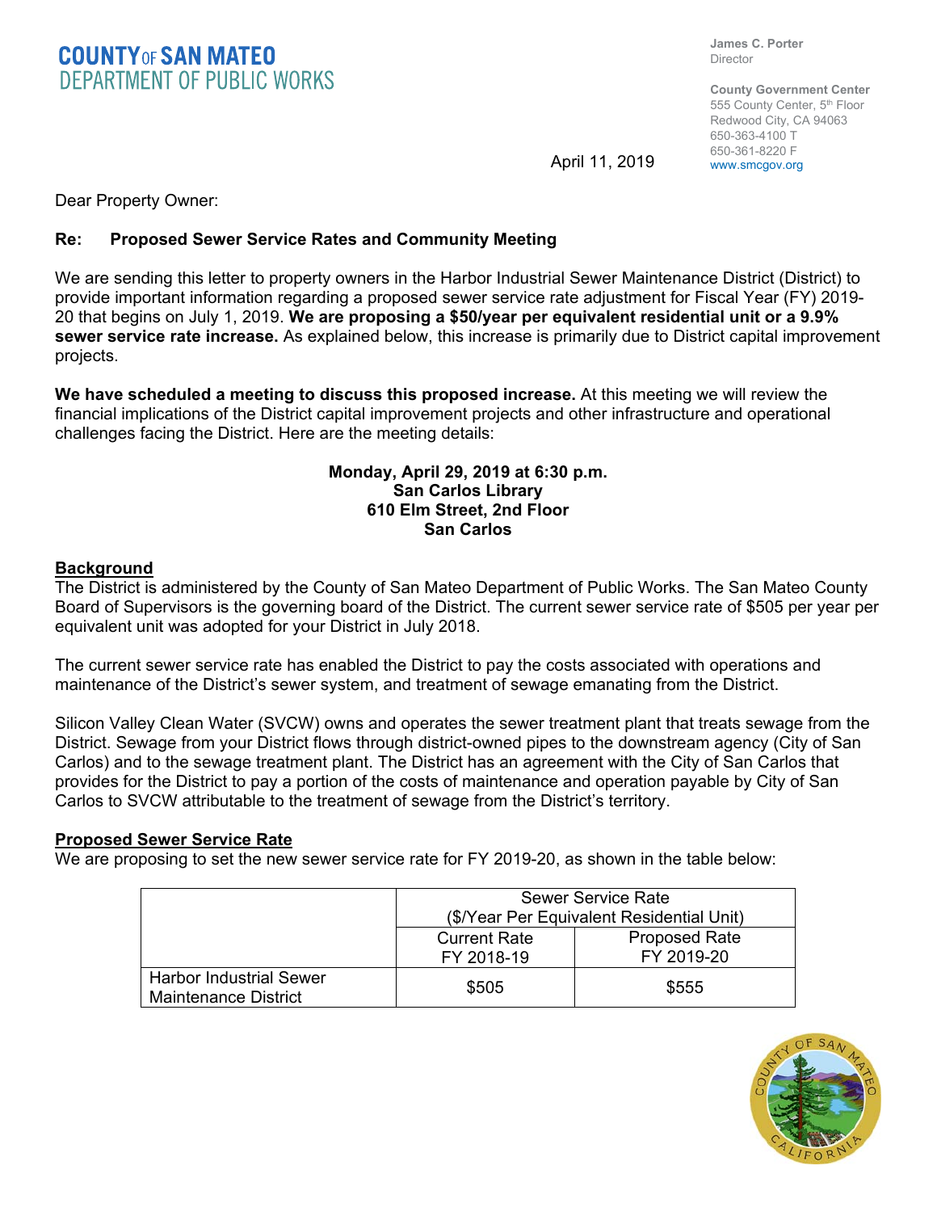**COUNTY OF SAN MATEO**
**DEPARTMENT OF PUBLIC WORKS**

**James C. Porter**
Director

**County Government Center**
555 County Center, 5th Floor
Redwood City, CA 94063
650-363-4100 T
650-361-8220 F
www.smcgov.org

April 11, 2019

Dear Property Owner:

**Re: Proposed Sewer Service Rates and Community Meeting**

We are sending this letter to property owners in the Harbor Industrial Sewer Maintenance District (District) to provide important information regarding a proposed sewer service rate adjustment for Fiscal Year (FY) 2019-20 that begins on July 1, 2019. **We are proposing a $50/year per equivalent residential unit or a 9.9% sewer service rate increase.** As explained below, this increase is primarily due to District capital improvement projects.

**We have scheduled a meeting to discuss this proposed increase.** At this meeting we will review the financial implications of the District capital improvement projects and other infrastructure and operational challenges facing the District. Here are the meeting details:

**Monday, April 29, 2019 at 6:30 p.m.**
**San Carlos Library**
**610 Elm Street, 2nd Floor**
**San Carlos**

## Background

The District is administered by the County of San Mateo Department of Public Works. The San Mateo County Board of Supervisors is the governing board of the District. The current sewer service rate of $505 per year per equivalent unit was adopted for your District in July 2018.

The current sewer service rate has enabled the District to pay the costs associated with operations and maintenance of the District's sewer system, and treatment of sewage emanating from the District.

Silicon Valley Clean Water (SVCW) owns and operates the sewer treatment plant that treats sewage from the District. Sewage from your District flows through district-owned pipes to the downstream agency (City of San Carlos) and to the sewage treatment plant. The District has an agreement with the City of San Carlos that provides for the District to pay a portion of the costs of maintenance and operation payable by City of San Carlos to SVCW attributable to the treatment of sewage from the District's territory.

## Proposed Sewer Service Rate

We are proposing to set the new sewer service rate for FY 2019-20, as shown in the table below:

| | Sewer Service Rate ($/Year Per Equivalent Residential Unit) | |
|---|---|---|
| | Current Rate FY 2018-19 | Proposed Rate FY 2019-20 |
| Harbor Industrial Sewer Maintenance District | $505 | $555 |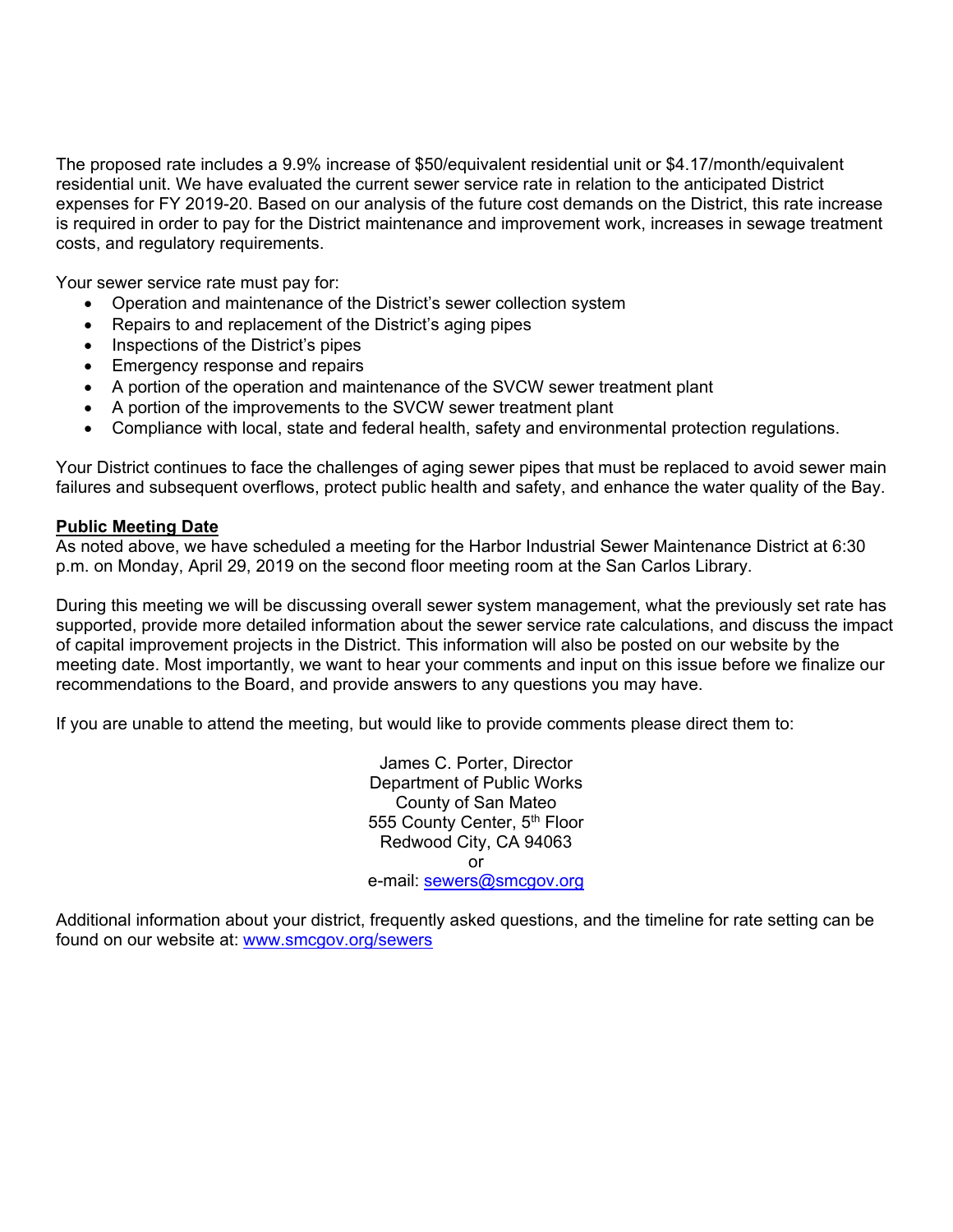The proposed rate includes a 9.9% increase of $50/equivalent residential unit or $4.17/month/equivalent residential unit. We have evaluated the current sewer service rate in relation to the anticipated District expenses for FY 2019-20. Based on our analysis of the future cost demands on the District, this rate increase is required in order to pay for the District maintenance and improvement work, increases in sewage treatment costs, and regulatory requirements.

Your sewer service rate must pay for:

- Operation and maintenance of the District's sewer collection system
- Repairs to and replacement of the District's aging pipes
- Inspections of the District's pipes
- Emergency response and repairs
- A portion of the operation and maintenance of the SVCW sewer treatment plant
- A portion of the improvements to the SVCW sewer treatment plant
- Compliance with local, state and federal health, safety and environmental protection regulations.

Your District continues to face the challenges of aging sewer pipes that must be replaced to avoid sewer main failures and subsequent overflows, protect public health and safety, and enhance the water quality of the Bay.

**Public Meeting Date**

As noted above, we have scheduled a meeting for the Harbor Industrial Sewer Maintenance District at 6:30 p.m. on Monday, April 29, 2019 on the second floor meeting room at the San Carlos Library.

During this meeting we will be discussing overall sewer system management, what the previously set rate has supported, provide more detailed information about the sewer service rate calculations, and discuss the impact of capital improvement projects in the District. This information will also be posted on our website by the meeting date. Most importantly, we want to hear your comments and input on this issue before we finalize our recommendations to the Board, and provide answers to any questions you may have.

If you are unable to attend the meeting, but would like to provide comments please direct them to:

James C. Porter, Director
Department of Public Works
County of San Mateo
555 County Center, 5th Floor
Redwood City, CA 94063
or
e-mail: sewers@smcgov.org

Additional information about your district, frequently asked questions, and the timeline for rate setting can be found on our website at: www.smcgov.org/sewers